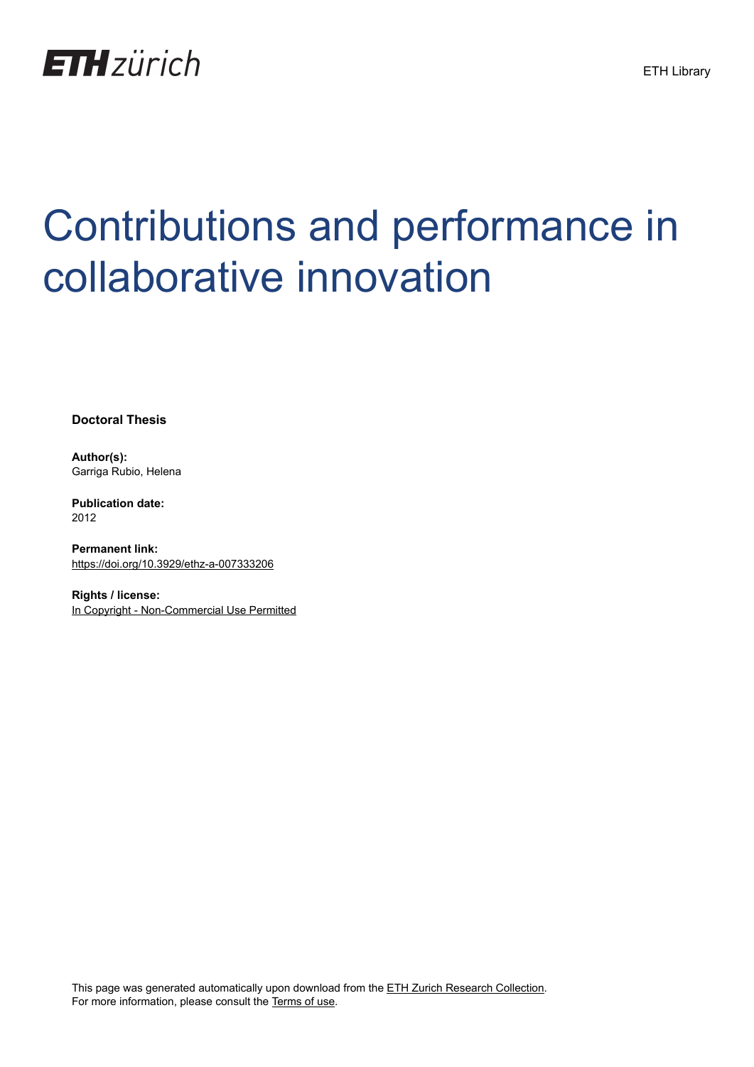ETH zürich

ETH Library

# Contributions and performance in collaborative innovation

**Doctoral Thesis**

**Author(s):**
Garriga Rubio, Helena

**Publication date:**
2012

**Permanent link:**
https://doi.org/10.3929/ethz-a-007333206

**Rights / license:**
In Copyright - Non-Commercial Use Permitted

This page was generated automatically upon download from the ETH Zurich Research Collection.
For more information, please consult the Terms of use.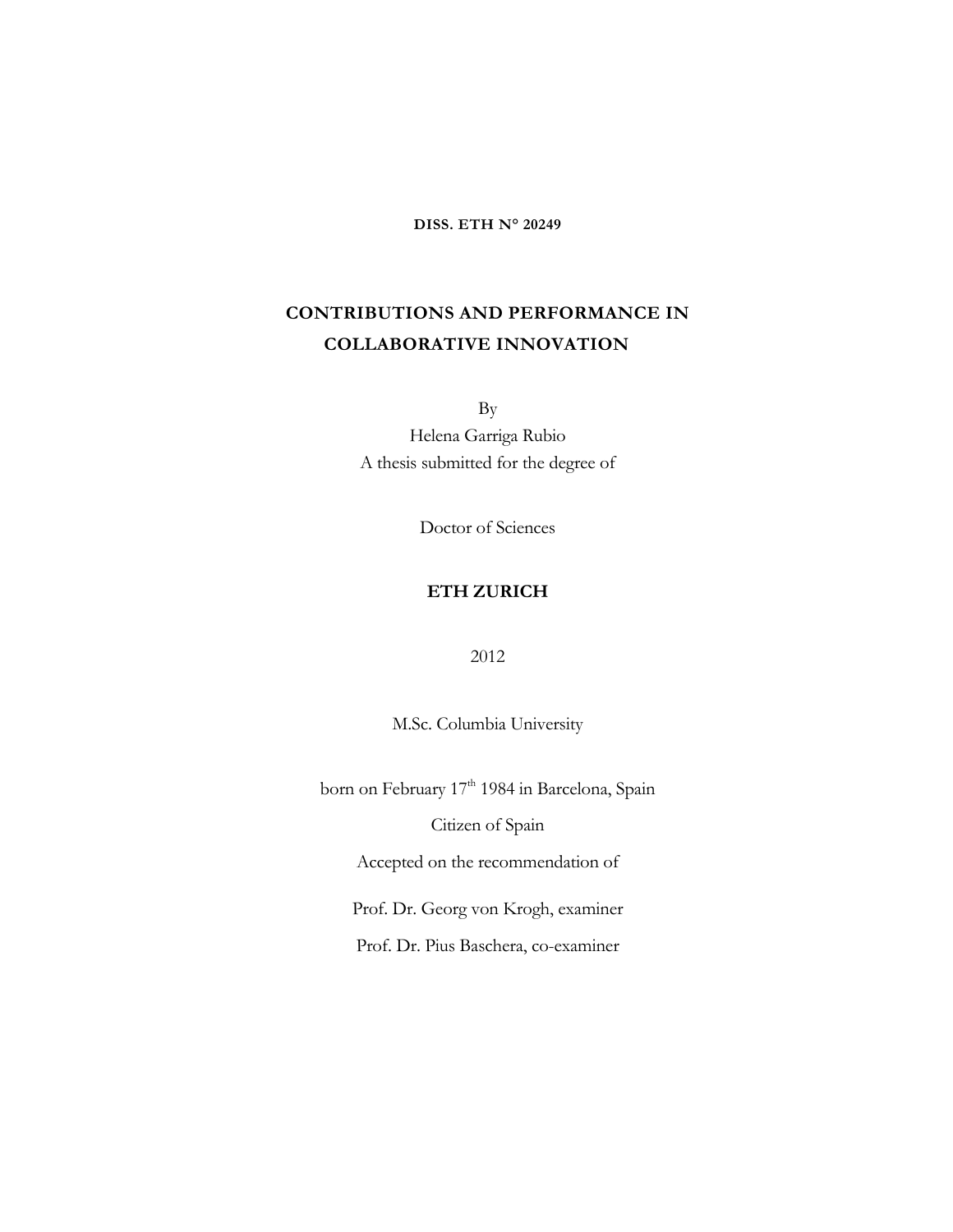**DISS. ETH N° 20249**

# CONTRIBUTIONS AND PERFORMANCE IN COLLABORATIVE INNOVATION

By

Helena Garriga Rubio

A thesis submitted for the degree of

Doctor of Sciences

**ETH ZURICH**

2012

M.Sc. Columbia University

born on February 17th 1984 in Barcelona, Spain

Citizen of Spain

Accepted on the recommendation of

Prof. Dr. Georg von Krogh, examiner

Prof. Dr. Pius Baschera, co-examiner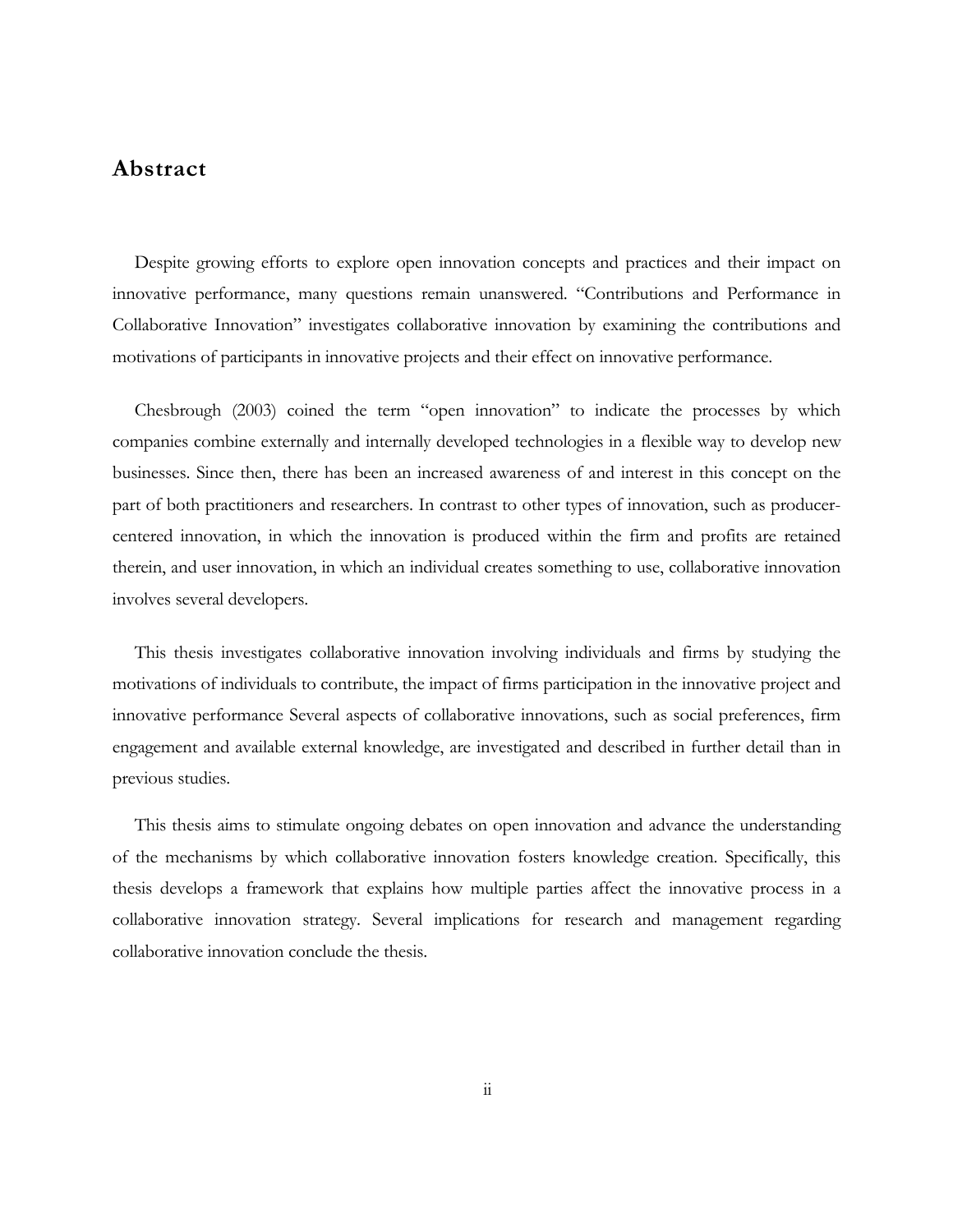## Abstract

Despite growing efforts to explore open innovation concepts and practices and their impact on innovative performance, many questions remain unanswered. "Contributions and Performance in Collaborative Innovation" investigates collaborative innovation by examining the contributions and motivations of participants in innovative projects and their effect on innovative performance.

Chesbrough (2003) coined the term "open innovation" to indicate the processes by which companies combine externally and internally developed technologies in a flexible way to develop new businesses. Since then, there has been an increased awareness of and interest in this concept on the part of both practitioners and researchers. In contrast to other types of innovation, such as producer-centered innovation, in which the innovation is produced within the firm and profits are retained therein, and user innovation, in which an individual creates something to use, collaborative innovation involves several developers.

This thesis investigates collaborative innovation involving individuals and firms by studying the motivations of individuals to contribute, the impact of firms participation in the innovative project and innovative performance Several aspects of collaborative innovations, such as social preferences, firm engagement and available external knowledge, are investigated and described in further detail than in previous studies.

This thesis aims to stimulate ongoing debates on open innovation and advance the understanding of the mechanisms by which collaborative innovation fosters knowledge creation. Specifically, this thesis develops a framework that explains how multiple parties affect the innovative process in a collaborative innovation strategy. Several implications for research and management regarding collaborative innovation conclude the thesis.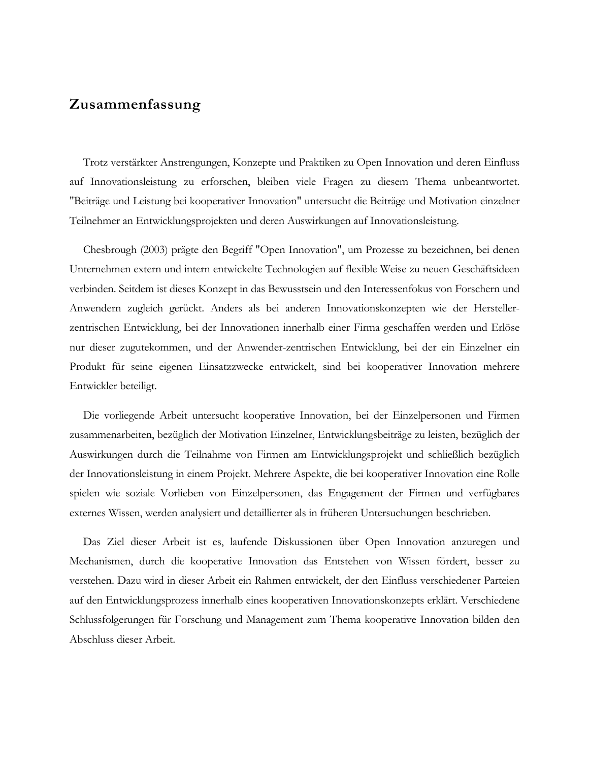## Zusammenfassung

Trotz verstärkter Anstrengungen, Konzepte und Praktiken zu Open Innovation und deren Einfluss auf Innovationsleistung zu erforschen, bleiben viele Fragen zu diesem Thema unbeantwortet. "Beiträge und Leistung bei kooperativer Innovation" untersucht die Beiträge und Motivation einzelner Teilnehmer an Entwicklungsprojekten und deren Auswirkungen auf Innovationsleistung.

Chesbrough (2003) prägte den Begriff "Open Innovation", um Prozesse zu bezeichnen, bei denen Unternehmen extern und intern entwickelte Technologien auf flexible Weise zu neuen Geschäftsideen verbinden. Seitdem ist dieses Konzept in das Bewusstsein und den Interessenfokus von Forschern und Anwendern zugleich gerückt. Anders als bei anderen Innovationskonzepten wie der Hersteller-zentrischen Entwicklung, bei der Innovationen innerhalb einer Firma geschaffen werden und Erlöse nur dieser zugutekommen, und der Anwender-zentrischen Entwicklung, bei der ein Einzelner ein Produkt für seine eigenen Einsatzzwecke entwickelt, sind bei kooperativer Innovation mehrere Entwickler beteiligt.

Die vorliegende Arbeit untersucht kooperative Innovation, bei der Einzelpersonen und Firmen zusammenarbeiten, bezüglich der Motivation Einzelner, Entwicklungsbeiträge zu leisten, bezüglich der Auswirkungen durch die Teilnahme von Firmen am Entwicklungsprojekt und schließlich bezüglich der Innovationsleistung in einem Projekt. Mehrere Aspekte, die bei kooperativer Innovation eine Rolle spielen wie soziale Vorlieben von Einzelpersonen, das Engagement der Firmen und verfügbares externes Wissen, werden analysiert und detaillierter als in früheren Untersuchungen beschrieben.

Das Ziel dieser Arbeit ist es, laufende Diskussionen über Open Innovation anzuregen und Mechanismen, durch die kooperative Innovation das Entstehen von Wissen fördert, besser zu verstehen. Dazu wird in dieser Arbeit ein Rahmen entwickelt, der den Einfluss verschiedener Parteien auf den Entwicklungsprozess innerhalb eines kooperativen Innovationskonzepts erklärt. Verschiedene Schlussfolgerungen für Forschung und Management zum Thema kooperative Innovation bilden den Abschluss dieser Arbeit.